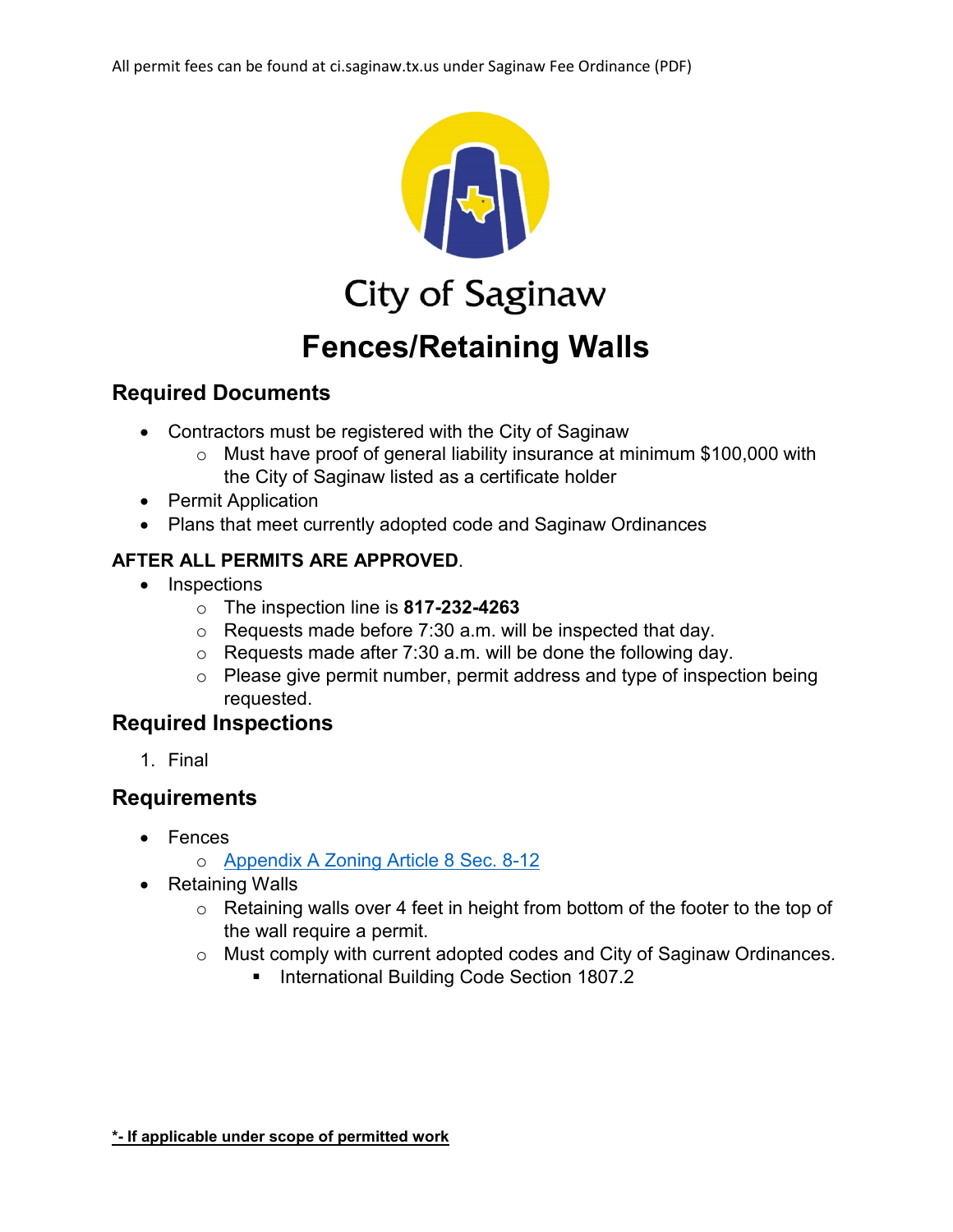All permit fees can be found at ci.saginaw.tx.us under Saginaw Fee Ordinance (PDF)

City of Saginaw

# Fences/Retaining Walls

## Required Documents

- Contractors must be registered with the City of Saginaw
  - Must have proof of general liability insurance at minimum $100,000 with the City of Saginaw listed as a certificate holder
- Permit Application
- Plans that meet currently adopted code and Saginaw Ordinances

**AFTER ALL PERMITS ARE APPROVED**.

- Inspections
  - The inspection line is **817-232-4263**
  - Requests made before 7:30 a.m. will be inspected that day.
  - Requests made after 7:30 a.m. will be done the following day.
  - Please give permit number, permit address and type of inspection being requested.

## Required Inspections

1. Final

## Requirements

- Fences
  - Appendix A Zoning Article 8 Sec. 8-12
- Retaining Walls
  - Retaining walls over 4 feet in height from bottom of the footer to the top of the wall require a permit.
  - Must comply with current adopted codes and City of Saginaw Ordinances.
    - International Building Code Section 1807.2

**\*- If applicable under scope of permitted work**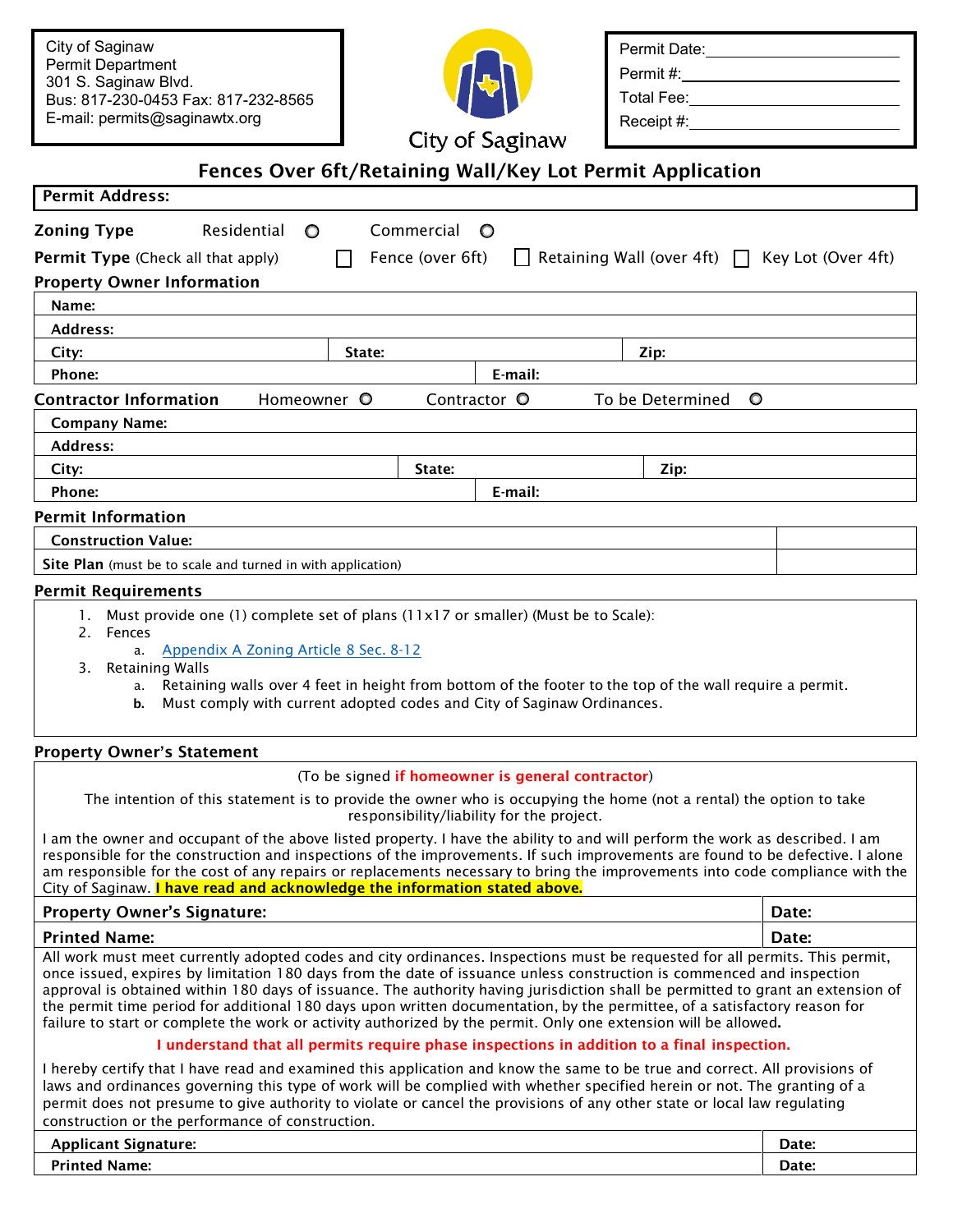City of Saginaw
Permit Department
301 S. Saginaw Blvd.
Bus: 817-230-0453 Fax: 817-232-8565
E-mail: permits@saginawtx.org

City of Saginaw

Permit Date:

Permit #:

Total Fee:

Receipt #:

# Fences Over 6ft/Retaining Wall/Key Lot Permit Application

**Permit Address:**

**Zoning Type** Residential ○ Commercial ○

**Permit Type** (Check all that apply) ☐ Fence (over 6ft) ☐ Retaining Wall (over 4ft) ☐ Key Lot (Over 4ft)

**Property Owner Information**

| | | |
|---|---|---|
| **Name:** | | |
| **Address:** | | |
| **City:** | **State:** | **Zip:** |
| **Phone:** | **E-mail:** | |

**Contractor Information** Homeowner ○ Contractor ○ To be Determined ○

| | | |
|---|---|---|
| **Company Name:** | | |
| **Address:** | | |
| **City:** | **State:** | **Zip:** |
| **Phone:** | **E-mail:** | |

**Permit Information**

| | |
|---|---|
| **Construction Value:** | |
| **Site Plan** (must be to scale and turned in with application) | |

**Permit Requirements**

1. Must provide one (1) complete set of plans (11x17 or smaller) (Must be to Scale):
2. Fences
   a. Appendix A Zoning Article 8 Sec. 8-12
3. Retaining Walls
   a. Retaining walls over 4 feet in height from bottom of the footer to the top of the wall require a permit.
   **b.** Must comply with current adopted codes and City of Saginaw Ordinances.

**Property Owner's Statement**

(To be signed **if homeowner is general contractor**)

The intention of this statement is to provide the owner who is occupying the home (not a rental) the option to take responsibility/liability for the project.

I am the owner and occupant of the above listed property. I have the ability to and will perform the work as described. I am responsible for the construction and inspections of the improvements. If such improvements are found to be defective. I alone am responsible for the cost of any repairs or replacements necessary to bring the improvements into code compliance with the City of Saginaw. **I have read and acknowledge the information stated above.**

| | |
|---|---|
| **Property Owner's Signature:** | **Date:** |
| **Printed Name:** | **Date:** |

All work must meet currently adopted codes and city ordinances. Inspections must be requested for all permits. This permit, once issued, expires by limitation 180 days from the date of issuance unless construction is commenced and inspection approval is obtained within 180 days of issuance. The authority having jurisdiction shall be permitted to grant an extension of the permit time period for additional 180 days upon written documentation, by the permittee, of a satisfactory reason for failure to start or complete the work or activity authorized by the permit. Only one extension will be allowed**.**

**I understand that all permits require phase inspections in addition to a final inspection.**

I hereby certify that I have read and examined this application and know the same to be true and correct. All provisions of laws and ordinances governing this type of work will be complied with whether specified herein or not. The granting of a permit does not presume to give authority to violate or cancel the provisions of any other state or local law regulating construction or the performance of construction.

| | |
|---|---|
| **Applicant Signature:** | **Date:** |
| **Printed Name:** | **Date:** |